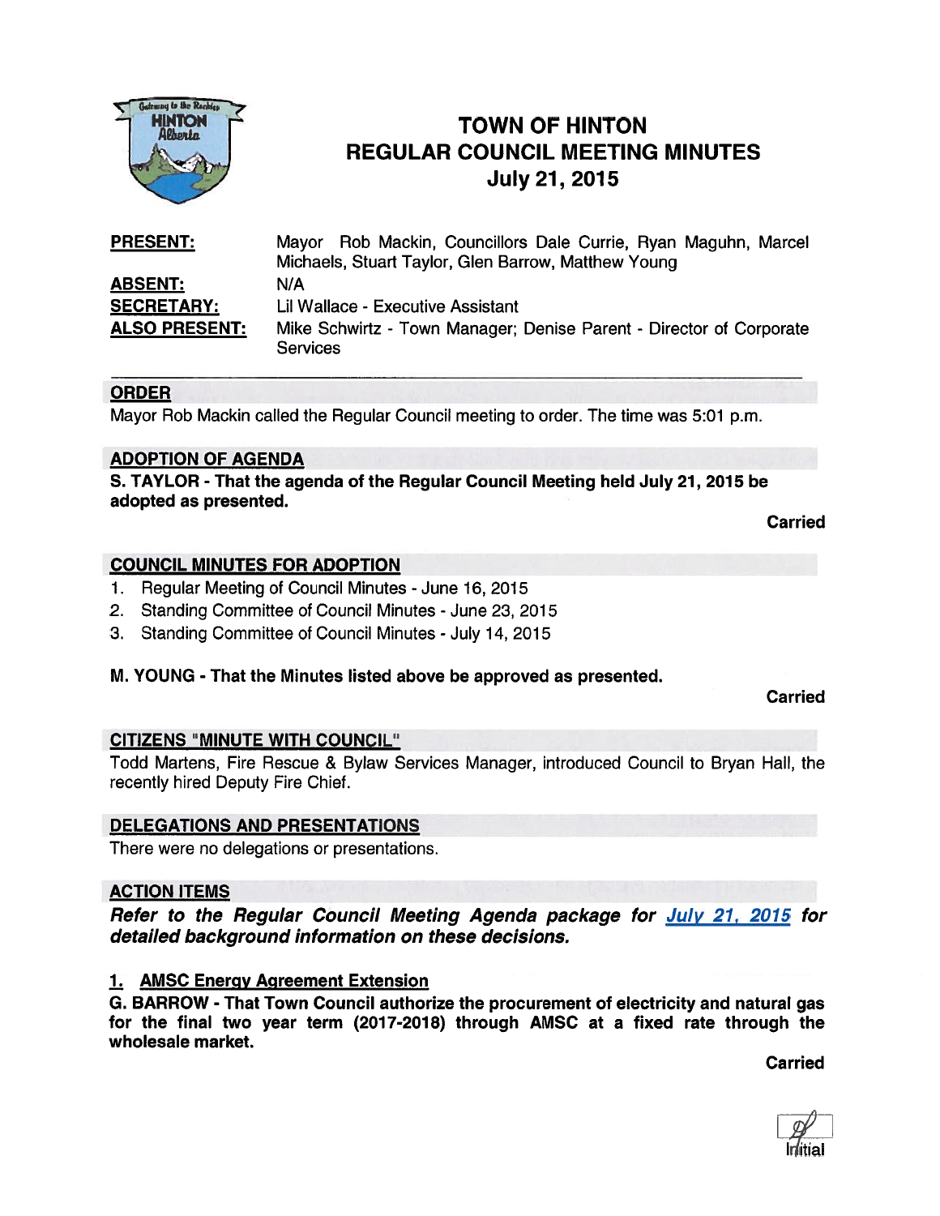# TOWN OF HINTON
# REGULAR COUNCIL MEETING MINUTES
# July 21, 2015

| | |
|---|---|
| **PRESENT:** | Mayor Rob Mackin, Councillors Dale Currie, Ryan Maguhn, Marcel Michaels, Stuart Taylor, Glen Barrow, Matthew Young |
| **ABSENT:** | N/A |
| **SECRETARY:** | Lil Wallace - Executive Assistant |
| **ALSO PRESENT:** | Mike Schwirtz - Town Manager; Denise Parent - Director of Corporate Services |

## ORDER

Mayor Rob Mackin called the Regular Council meeting to order. The time was 5:01 p.m.

## ADOPTION OF AGENDA

**S. TAYLOR - That the agenda of the Regular Council Meeting held July 21, 2015 be adopted as presented.**

**Carried**

## COUNCIL MINUTES FOR ADOPTION

1. Regular Meeting of Council Minutes - June 16, 2015
2. Standing Committee of Council Minutes - June 23, 2015
3. Standing Committee of Council Minutes - July 14, 2015

**M. YOUNG - That the Minutes listed above be approved as presented.**

**Carried**

## CITIZENS "MINUTE WITH COUNCIL"

Todd Martens, Fire Rescue & Bylaw Services Manager, introduced Council to Bryan Hall, the recently hired Deputy Fire Chief.

## DELEGATIONS AND PRESENTATIONS

There were no delegations or presentations.

## ACTION ITEMS

***Refer to the Regular Council Meeting Agenda package for July 21, 2015 for detailed background information on these decisions.***

### 1. AMSC Energy Agreement Extension

**G. BARROW - That Town Council authorize the procurement of electricity and natural gas for the final two year term (2017-2018) through AMSC at a fixed rate through the wholesale market.**

**Carried**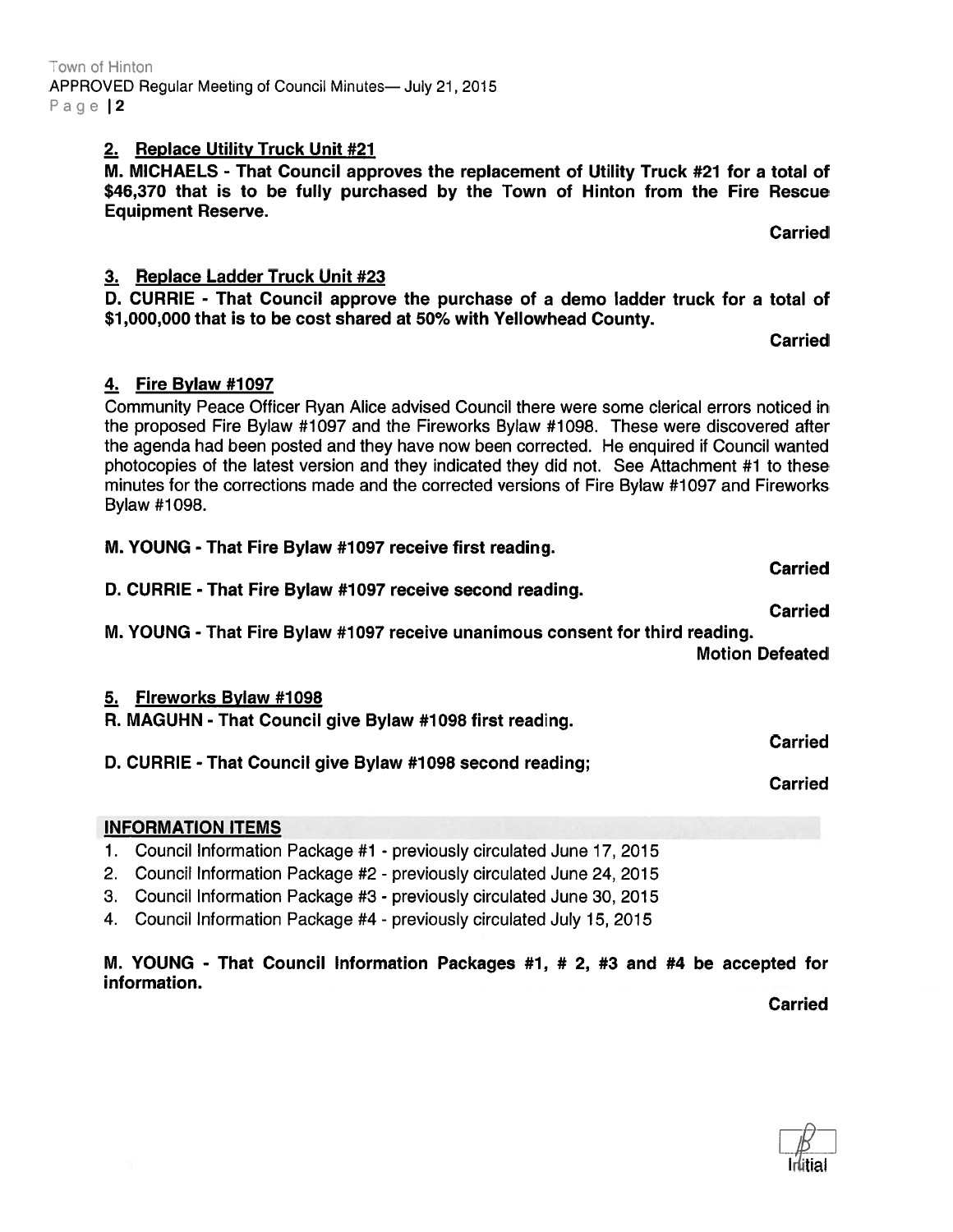## 2. Replace Utility Truck Unit #21

**M. MICHAELS - That Council approves the replacement of Utility Truck #21 for a total of $46,370 that is to be fully purchased by the Town of Hinton from the Fire Rescue Equipment Reserve.**

**Carried**

## 3. Replace Ladder Truck Unit #23

**D. CURRIE - That Council approve the purchase of a demo ladder truck for a total of $1,000,000 that is to be cost shared at 50% with Yellowhead County.**

**Carried**

## 4. Fire Bylaw #1097

Community Peace Officer Ryan Alice advised Council there were some clerical errors noticed in the proposed Fire Bylaw #1097 and the Fireworks Bylaw #1098. These were discovered after the agenda had been posted and they have now been corrected. He enquired if Council wanted photocopies of the latest version and they indicated they did not. See Attachment #1 to these minutes for the corrections made and the corrected versions of Fire Bylaw #1097 and Fireworks Bylaw #1098.

**M. YOUNG - That Fire Bylaw #1097 receive first reading.**

**Carried**

**D. CURRIE - That Fire Bylaw #1097 receive second reading.**

**Carried**

**M. YOUNG - That Fire Bylaw #1097 receive unanimous consent for third reading.**

**Motion Defeated**

## 5. Fireworks Bylaw #1098

**R. MAGUHN - That Council give Bylaw #1098 first reading.**

**Carried**

**D. CURRIE - That Council give Bylaw #1098 second reading;**

**Carried**

## INFORMATION ITEMS

1. Council Information Package #1 - previously circulated June 17, 2015
2. Council Information Package #2 - previously circulated June 24, 2015
3. Council Information Package #3 - previously circulated June 30, 2015
4. Council Information Package #4 - previously circulated July 15, 2015

**M. YOUNG - That Council Information Packages #1, # 2, #3 and #4 be accepted for information.**

**Carried**

Initial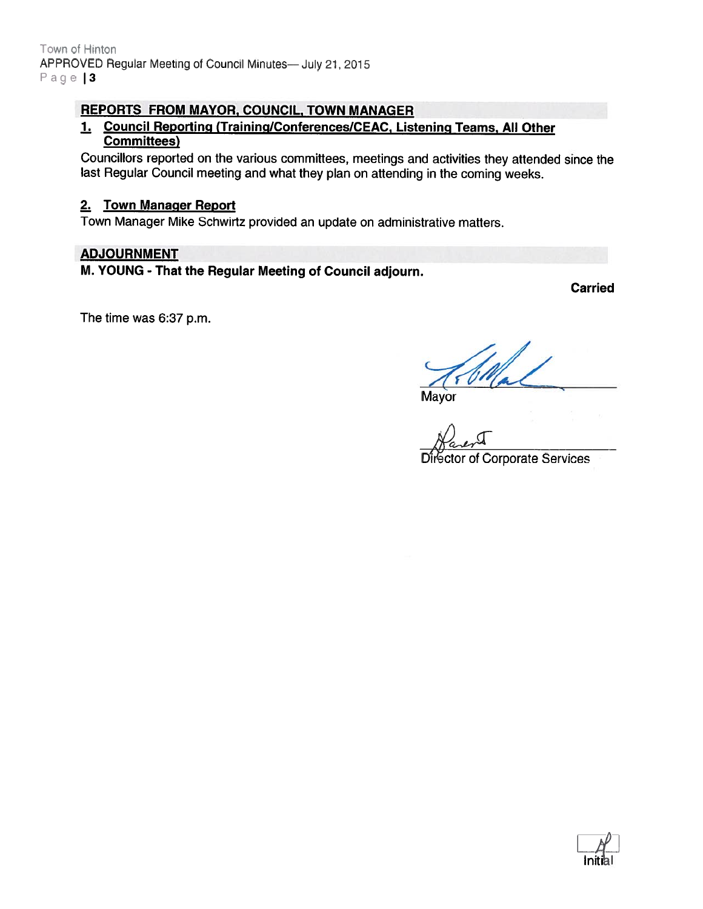## REPORTS FROM MAYOR, COUNCIL, TOWN MANAGER

### 1. Council Reporting (Training/Conferences/CEAC, Listening Teams, All Other Committees)

Councillors reported on the various committees, meetings and activities they attended since the last Regular Council meeting and what they plan on attending in the coming weeks.

### 2. Town Manager Report

Town Manager Mike Schwirtz provided an update on administrative matters.

## ADJOURNMENT

**M. YOUNG - That the Regular Meeting of Council adjourn.**

**Carried**

The time was 6:37 p.m.

Mayor

Director of Corporate Services

Initial